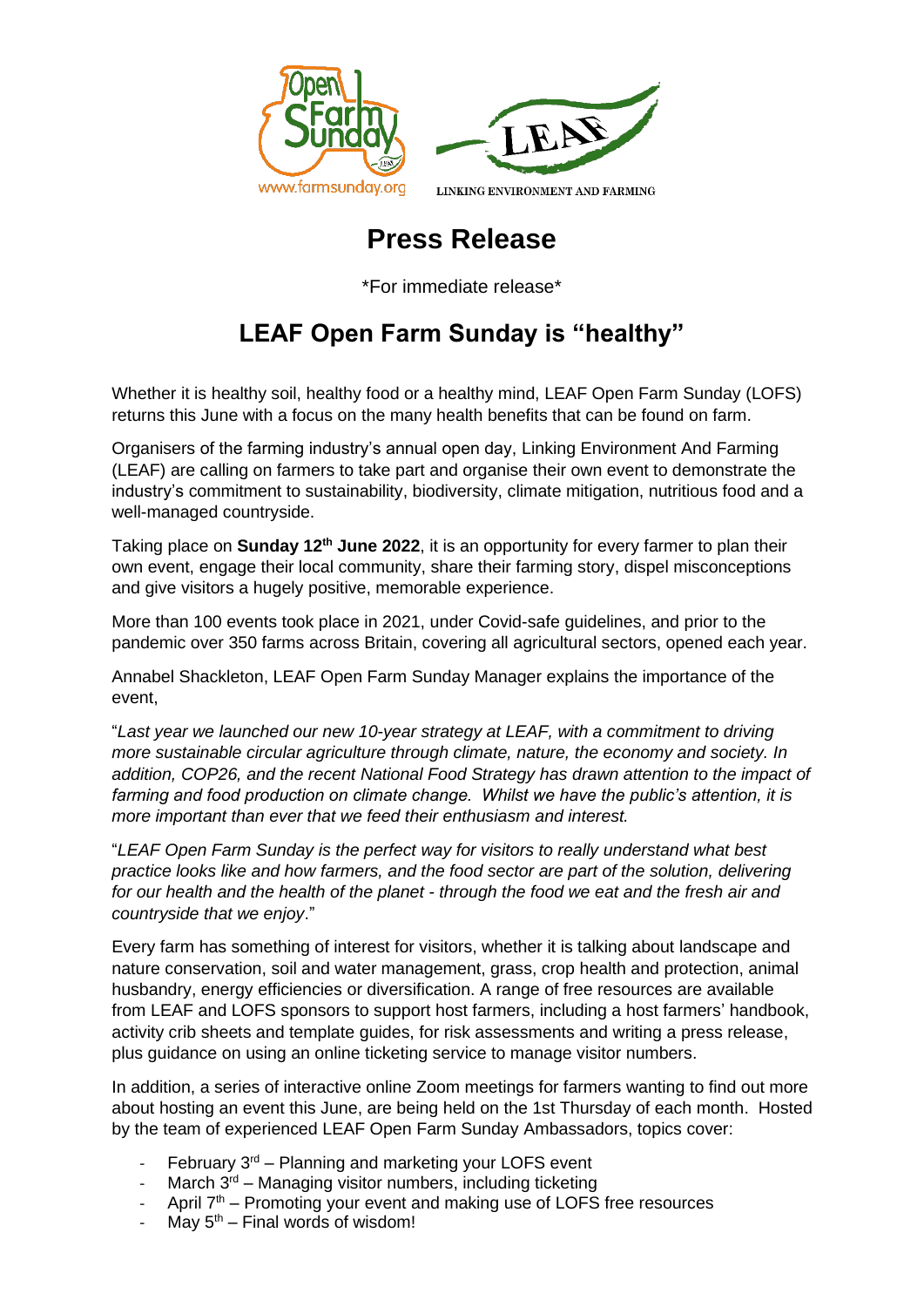# Press Release

\*For immediate release\*

## LEAF Open Farm Sunday is "healthy"

Whether it is healthy soil, healthy food or a healthy mind, LEAF Open Farm Sunday (LOFS) returns this June with a focus on the many health benefits that can be found on farm.

Organisers of the farming industry's annual open day, Linking Environment And Farming (LEAF) are calling on farmers to take part and organise their own event to demonstrate the industry's commitment to sustainability, biodiversity, climate mitigation, nutritious food and a well-managed countryside.

Taking place on **Sunday 12th June 2022**, it is an opportunity for every farmer to plan their own event, engage their local community, share their farming story, dispel misconceptions and give visitors a hugely positive, memorable experience.

More than 100 events took place in 2021, under Covid-safe guidelines, and prior to the pandemic over 350 farms across Britain, covering all agricultural sectors, opened each year.

Annabel Shackleton, LEAF Open Farm Sunday Manager explains the importance of the event,

"*Last year we launched our new 10-year strategy at LEAF, with a commitment to driving more sustainable circular agriculture through climate, nature, the economy and society. In addition, COP26, and the recent National Food Strategy has drawn attention to the impact of farming and food production on climate change. Whilst we have the public's attention, it is more important than ever that we feed their enthusiasm and interest.*

"*LEAF Open Farm Sunday is the perfect way for visitors to really understand what best practice looks like and how farmers, and the food sector are part of the solution, delivering for our health and the health of the planet - through the food we eat and the fresh air and countryside that we enjoy*."

Every farm has something of interest for visitors, whether it is talking about landscape and nature conservation, soil and water management, grass, crop health and protection, animal husbandry, energy efficiencies or diversification. A range of free resources are available from LEAF and LOFS sponsors to support host farmers, including a host farmers' handbook, activity crib sheets and template guides, for risk assessments and writing a press release, plus guidance on using an online ticketing service to manage visitor numbers.

In addition, a series of interactive online Zoom meetings for farmers wanting to find out more about hosting an event this June, are being held on the 1st Thursday of each month. Hosted by the team of experienced LEAF Open Farm Sunday Ambassadors, topics cover:

- February 3rd – Planning and marketing your LOFS event
- March 3rd – Managing visitor numbers, including ticketing
- April 7th – Promoting your event and making use of LOFS free resources
- May 5th – Final words of wisdom!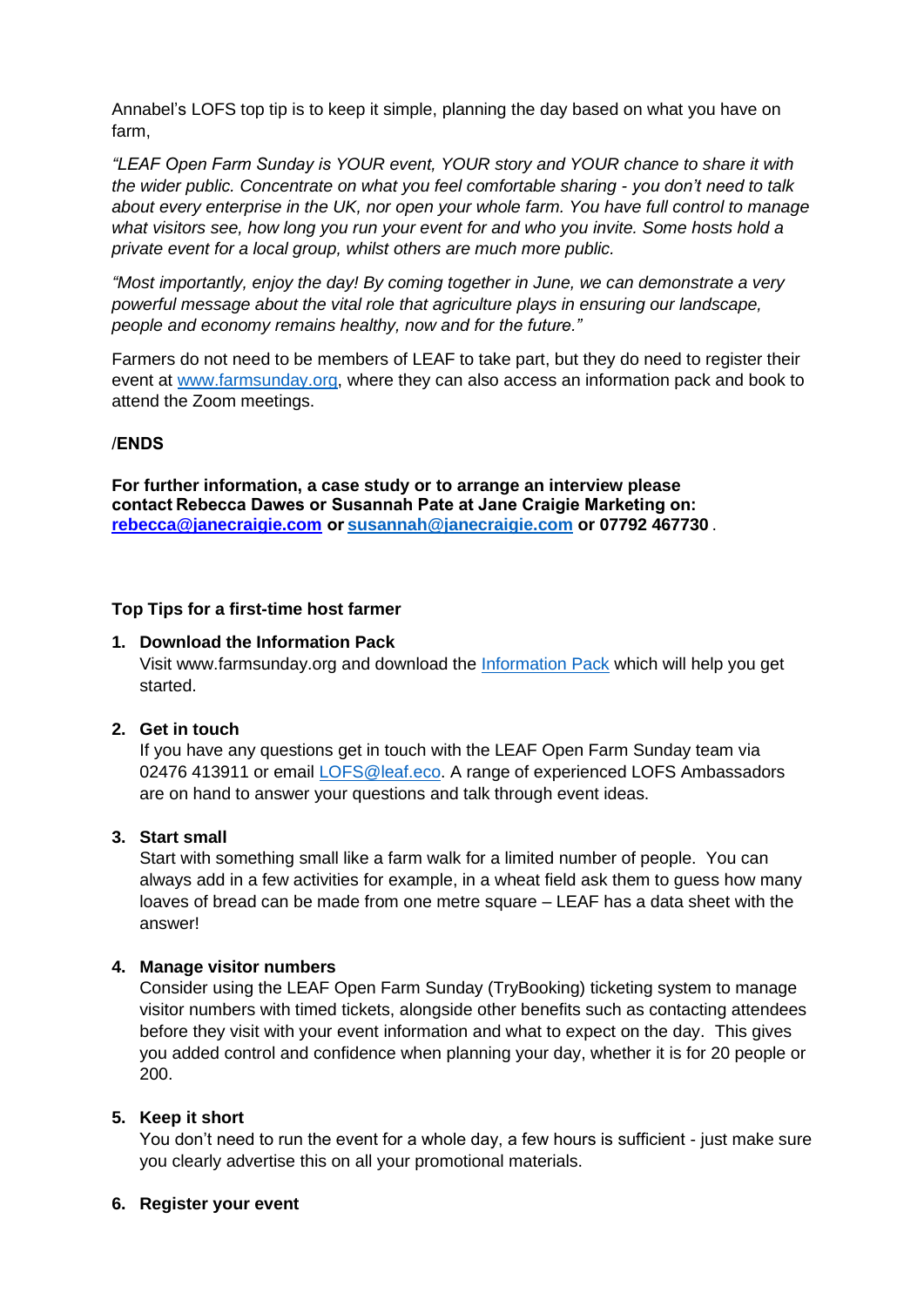Annabel's LOFS top tip is to keep it simple, planning the day based on what you have on farm,

*"LEAF Open Farm Sunday is YOUR event, YOUR story and YOUR chance to share it with the wider public. Concentrate on what you feel comfortable sharing - you don't need to talk about every enterprise in the UK, nor open your whole farm. You have full control to manage what visitors see, how long you run your event for and who you invite. Some hosts hold a private event for a local group, whilst others are much more public.*

*"Most importantly, enjoy the day! By coming together in June, we can demonstrate a very powerful message about the vital role that agriculture plays in ensuring our landscape, people and economy remains healthy, now and for the future."*

Farmers do not need to be members of LEAF to take part, but they do need to register their event at [www.farmsunday.org](www.farmsunday.org), where they can also access an information pack and book to attend the Zoom meetings.

/**ENDS**

**For further information, a case study or to arrange an interview please contact Rebecca Dawes or Susannah Pate at Jane Craigie Marketing on: [rebecca@janecraigie.com](mailto:rebecca@janecraigie.com) or [susannah@janecraigie.com](mailto:susannah@janecraigie.com) or 07792 467730** .

**Top Tips for a first-time host farmer**

1. **Download the Information Pack**
   Visit www.farmsunday.org and download the [Information Pack]() which will help you get started.

2. **Get in touch**
   If you have any questions get in touch with the LEAF Open Farm Sunday team via 02476 413911 or email [LOFS@leaf.eco](mailto:LOFS@leaf.eco). A range of experienced LOFS Ambassadors are on hand to answer your questions and talk through event ideas.

3. **Start small**
   Start with something small like a farm walk for a limited number of people. You can always add in a few activities for example, in a wheat field ask them to guess how many loaves of bread can be made from one metre square – LEAF has a data sheet with the answer!

4. **Manage visitor numbers**
   Consider using the LEAF Open Farm Sunday (TryBooking) ticketing system to manage visitor numbers with timed tickets, alongside other benefits such as contacting attendees before they visit with your event information and what to expect on the day. This gives you added control and confidence when planning your day, whether it is for 20 people or 200.

5. **Keep it short**
   You don't need to run the event for a whole day, a few hours is sufficient - just make sure you clearly advertise this on all your promotional materials.

6. **Register your event**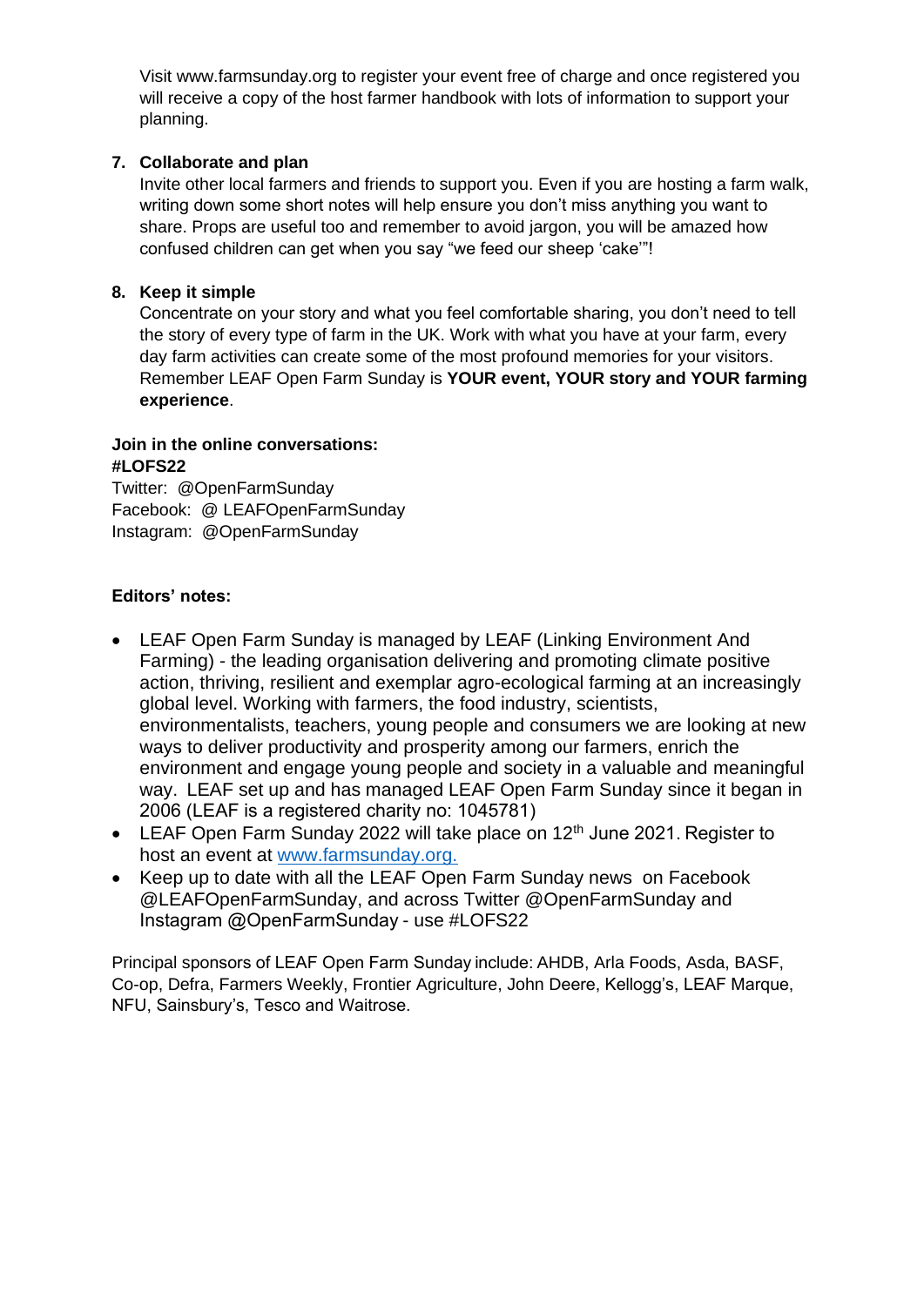Visit www.farmsunday.org to register your event free of charge and once registered you will receive a copy of the host farmer handbook with lots of information to support your planning.

7. **Collaborate and plan**
   Invite other local farmers and friends to support you. Even if you are hosting a farm walk, writing down some short notes will help ensure you don't miss anything you want to share. Props are useful too and remember to avoid jargon, you will be amazed how confused children can get when you say "we feed our sheep 'cake'"!

8. **Keep it simple**
   Concentrate on your story and what you feel comfortable sharing, you don't need to tell the story of every type of farm in the UK. Work with what you have at your farm, every day farm activities can create some of the most profound memories for your visitors. Remember LEAF Open Farm Sunday is **YOUR event, YOUR story and YOUR farming experience**.

**Join in the online conversations:**
**#LOFS22**
Twitter: @OpenFarmSunday
Facebook: @ LEAFOpenFarmSunday
Instagram: @OpenFarmSunday

**Editors' notes:**

- LEAF Open Farm Sunday is managed by LEAF (Linking Environment And Farming) - the leading organisation delivering and promoting climate positive action, thriving, resilient and exemplar agro-ecological farming at an increasingly global level. Working with farmers, the food industry, scientists, environmentalists, teachers, young people and consumers we are looking at new ways to deliver productivity and prosperity among our farmers, enrich the environment and engage young people and society in a valuable and meaningful way. LEAF set up and has managed LEAF Open Farm Sunday since it began in 2006 (LEAF is a registered charity no: 1045781)
- LEAF Open Farm Sunday 2022 will take place on 12th June 2021. Register to host an event at www.farmsunday.org.
- Keep up to date with all the LEAF Open Farm Sunday news on Facebook @LEAFOpenFarmSunday, and across Twitter @OpenFarmSunday and Instagram @OpenFarmSunday - use #LOFS22

Principal sponsors of LEAF Open Farm Sunday include: AHDB, Arla Foods, Asda, BASF, Co-op, Defra, Farmers Weekly, Frontier Agriculture, John Deere, Kellogg's, LEAF Marque, NFU, Sainsbury's, Tesco and Waitrose.